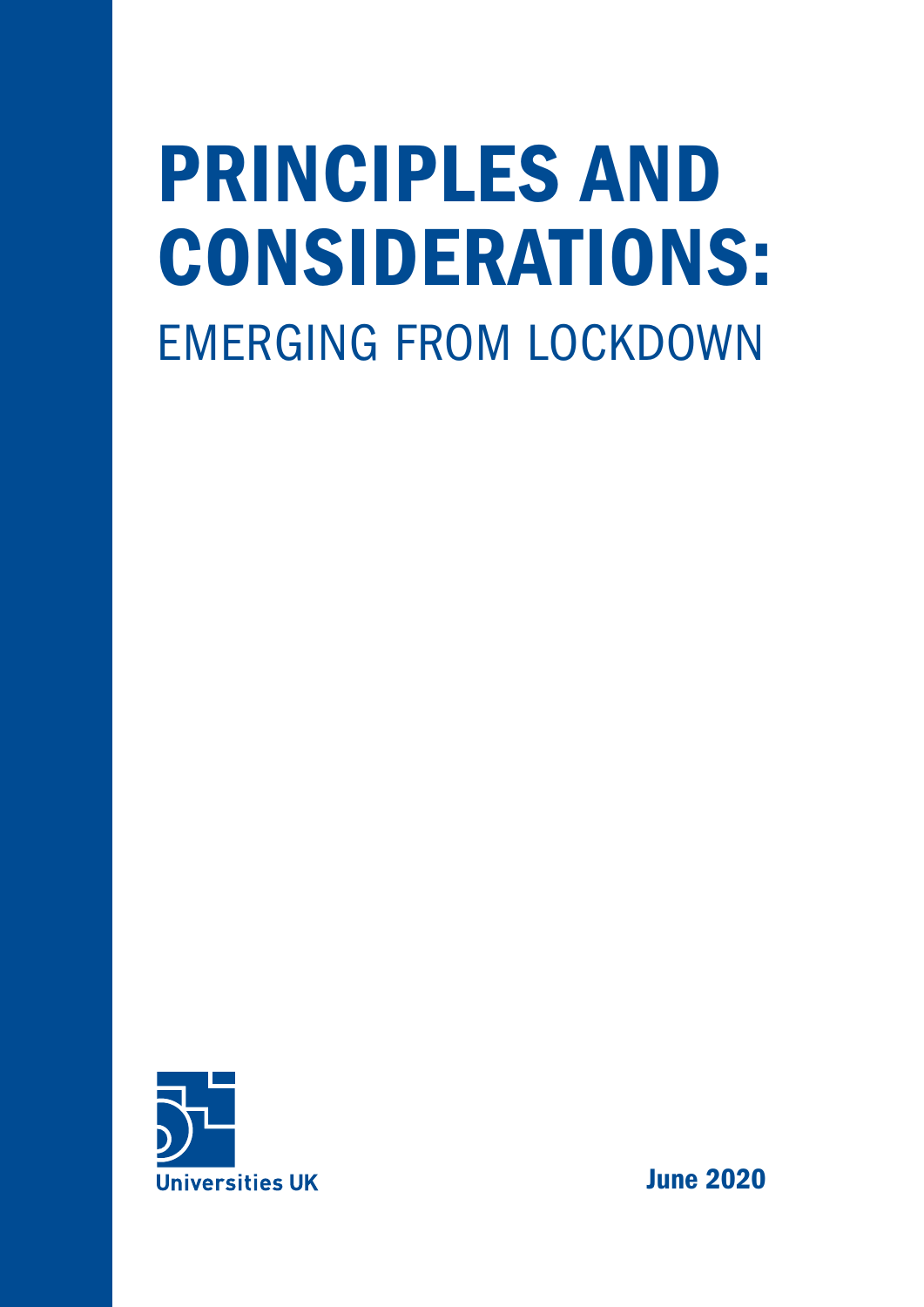# PRINCIPLES AND CONSIDERATIONS:

## EMERGING FROM LOCKDOWN

Universities UK

June 2020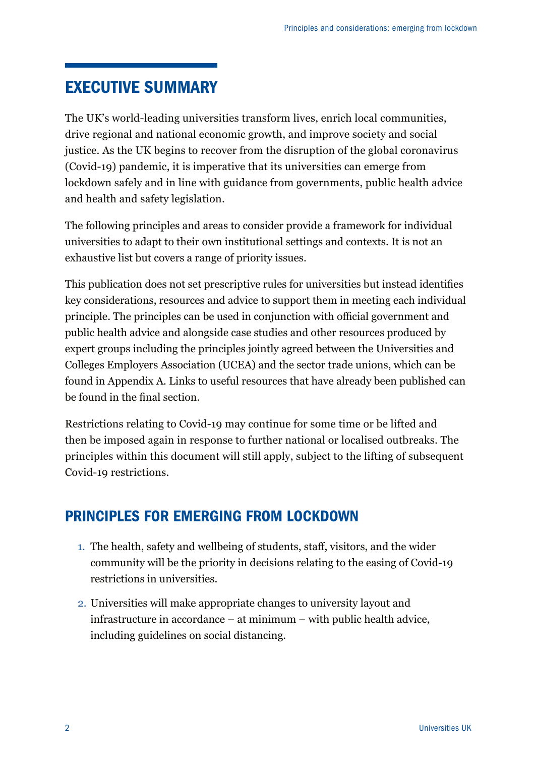## EXECUTIVE SUMMARY

The UK's world-leading universities transform lives, enrich local communities, drive regional and national economic growth, and improve society and social justice. As the UK begins to recover from the disruption of the global coronavirus (Covid-19) pandemic, it is imperative that its universities can emerge from lockdown safely and in line with guidance from governments, public health advice and health and safety legislation.

The following principles and areas to consider provide a framework for individual universities to adapt to their own institutional settings and contexts. It is not an exhaustive list but covers a range of priority issues.

This publication does not set prescriptive rules for universities but instead identifies key considerations, resources and advice to support them in meeting each individual principle. The principles can be used in conjunction with official government and public health advice and alongside case studies and other resources produced by expert groups including the principles jointly agreed between the Universities and Colleges Employers Association (UCEA) and the sector trade unions, which can be found in Appendix A. Links to useful resources that have already been published can be found in the final section.

Restrictions relating to Covid-19 may continue for some time or be lifted and then be imposed again in response to further national or localised outbreaks. The principles within this document will still apply, subject to the lifting of subsequent Covid-19 restrictions.

## PRINCIPLES FOR EMERGING FROM LOCKDOWN

1. The health, safety and wellbeing of students, staff, visitors, and the wider community will be the priority in decisions relating to the easing of Covid-19 restrictions in universities.
2. Universities will make appropriate changes to university layout and infrastructure in accordance – at minimum – with public health advice, including guidelines on social distancing.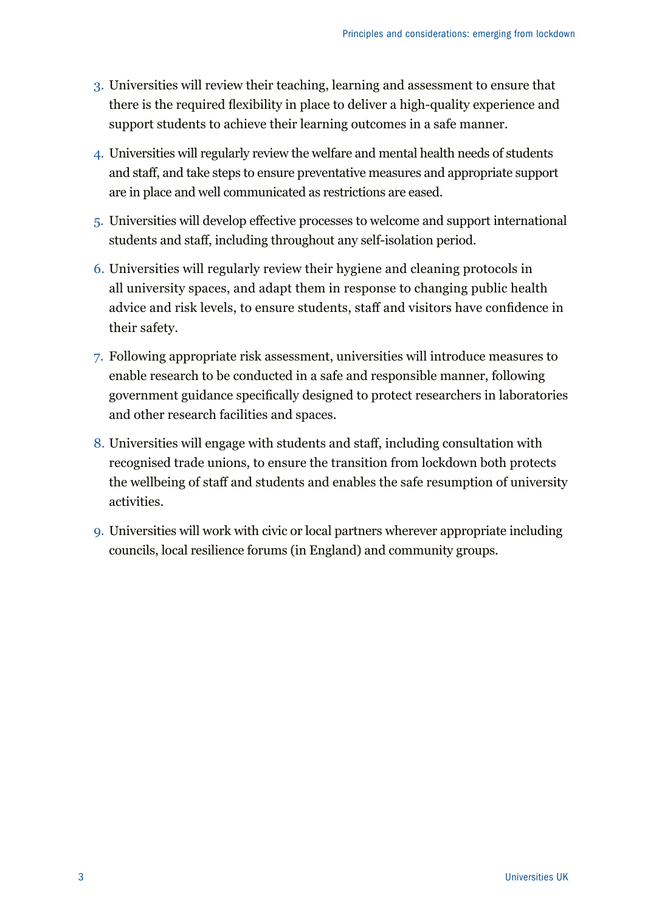3. Universities will review their teaching, learning and assessment to ensure that there is the required flexibility in place to deliver a high-quality experience and support students to achieve their learning outcomes in a safe manner.
4. Universities will regularly review the welfare and mental health needs of students and staff, and take steps to ensure preventative measures and appropriate support are in place and well communicated as restrictions are eased.
5. Universities will develop effective processes to welcome and support international students and staff, including throughout any self-isolation period.
6. Universities will regularly review their hygiene and cleaning protocols in all university spaces, and adapt them in response to changing public health advice and risk levels, to ensure students, staff and visitors have confidence in their safety.
7. Following appropriate risk assessment, universities will introduce measures to enable research to be conducted in a safe and responsible manner, following government guidance specifically designed to protect researchers in laboratories and other research facilities and spaces.
8. Universities will engage with students and staff, including consultation with recognised trade unions, to ensure the transition from lockdown both protects the wellbeing of staff and students and enables the safe resumption of university activities.
9. Universities will work with civic or local partners wherever appropriate including councils, local resilience forums (in England) and community groups.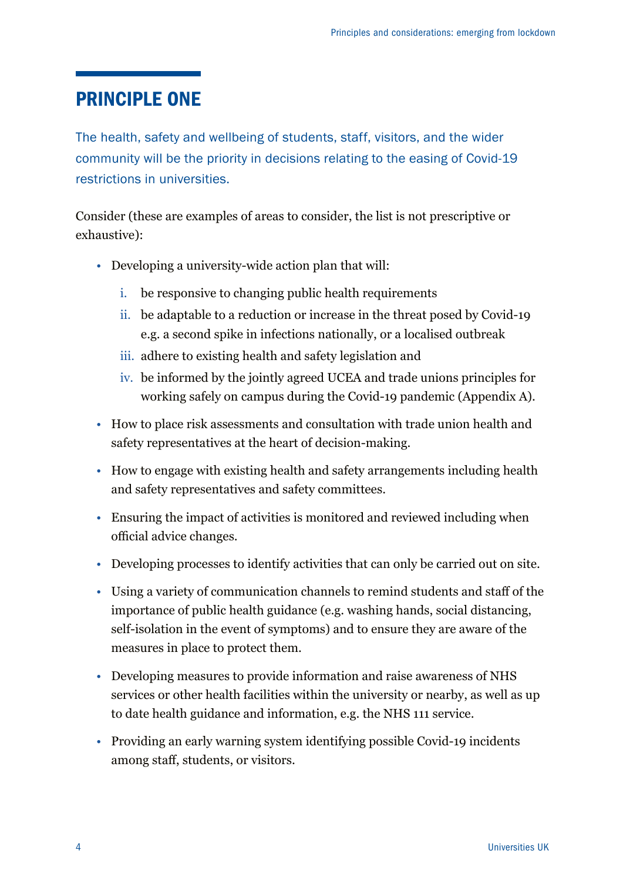## PRINCIPLE ONE

The health, safety and wellbeing of students, staff, visitors, and the wider community will be the priority in decisions relating to the easing of Covid-19 restrictions in universities.

Consider (these are examples of areas to consider, the list is not prescriptive or exhaustive):

- Developing a university-wide action plan that will:
    1. be responsive to changing public health requirements
    2. be adaptable to a reduction or increase in the threat posed by Covid-19 e.g. a second spike in infections nationally, or a localised outbreak
    3. adhere to existing health and safety legislation and
    4. be informed by the jointly agreed UCEA and trade unions principles for working safely on campus during the Covid-19 pandemic (Appendix A).
- How to place risk assessments and consultation with trade union health and safety representatives at the heart of decision-making.
- How to engage with existing health and safety arrangements including health and safety representatives and safety committees.
- Ensuring the impact of activities is monitored and reviewed including when official advice changes.
- Developing processes to identify activities that can only be carried out on site.
- Using a variety of communication channels to remind students and staff of the importance of public health guidance (e.g. washing hands, social distancing, self-isolation in the event of symptoms) and to ensure they are aware of the measures in place to protect them.
- Developing measures to provide information and raise awareness of NHS services or other health facilities within the university or nearby, as well as up to date health guidance and information, e.g. the NHS 111 service.
- Providing an early warning system identifying possible Covid-19 incidents among staff, students, or visitors.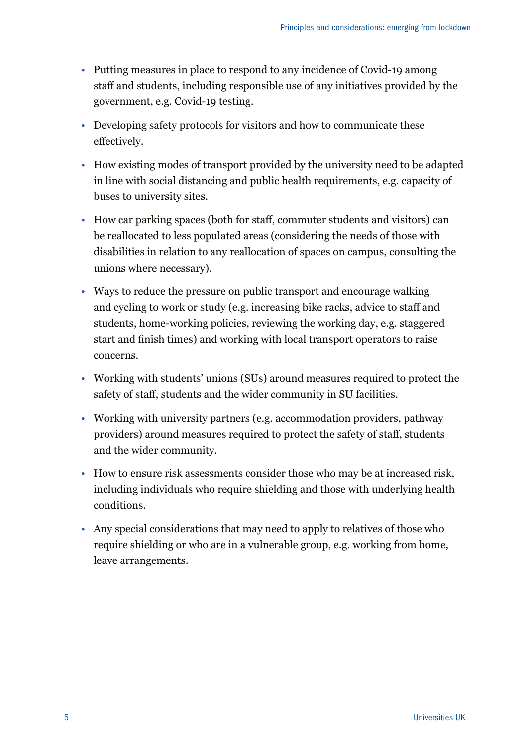- Putting measures in place to respond to any incidence of Covid-19 among staff and students, including responsible use of any initiatives provided by the government, e.g. Covid-19 testing.
- Developing safety protocols for visitors and how to communicate these effectively.
- How existing modes of transport provided by the university need to be adapted in line with social distancing and public health requirements, e.g. capacity of buses to university sites.
- How car parking spaces (both for staff, commuter students and visitors) can be reallocated to less populated areas (considering the needs of those with disabilities in relation to any reallocation of spaces on campus, consulting the unions where necessary).
- Ways to reduce the pressure on public transport and encourage walking and cycling to work or study (e.g. increasing bike racks, advice to staff and students, home-working policies, reviewing the working day, e.g. staggered start and finish times) and working with local transport operators to raise concerns.
- Working with students' unions (SUs) around measures required to protect the safety of staff, students and the wider community in SU facilities.
- Working with university partners (e.g. accommodation providers, pathway providers) around measures required to protect the safety of staff, students and the wider community.
- How to ensure risk assessments consider those who may be at increased risk, including individuals who require shielding and those with underlying health conditions.
- Any special considerations that may need to apply to relatives of those who require shielding or who are in a vulnerable group, e.g. working from home, leave arrangements.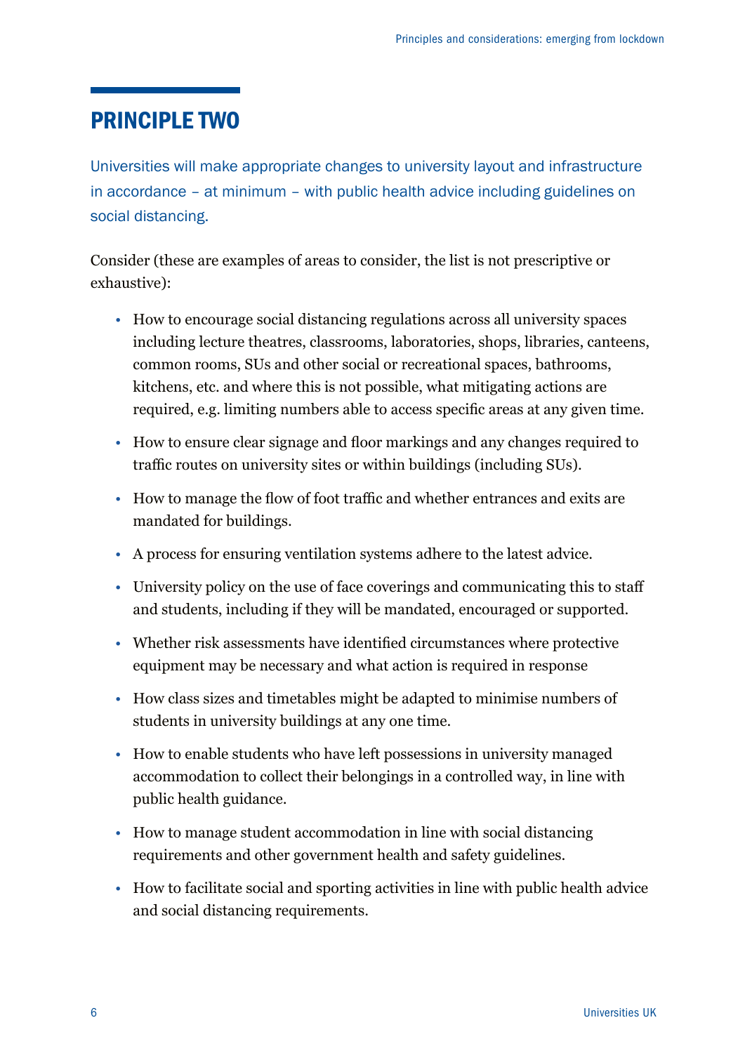## PRINCIPLE TWO

Universities will make appropriate changes to university layout and infrastructure in accordance – at minimum – with public health advice including guidelines on social distancing.

Consider (these are examples of areas to consider, the list is not prescriptive or exhaustive):

- How to encourage social distancing regulations across all university spaces including lecture theatres, classrooms, laboratories, shops, libraries, canteens, common rooms, SUs and other social or recreational spaces, bathrooms, kitchens, etc. and where this is not possible, what mitigating actions are required, e.g. limiting numbers able to access specific areas at any given time.
- How to ensure clear signage and floor markings and any changes required to traffic routes on university sites or within buildings (including SUs).
- How to manage the flow of foot traffic and whether entrances and exits are mandated for buildings.
- A process for ensuring ventilation systems adhere to the latest advice.
- University policy on the use of face coverings and communicating this to staff and students, including if they will be mandated, encouraged or supported.
- Whether risk assessments have identified circumstances where protective equipment may be necessary and what action is required in response
- How class sizes and timetables might be adapted to minimise numbers of students in university buildings at any one time.
- How to enable students who have left possessions in university managed accommodation to collect their belongings in a controlled way, in line with public health guidance.
- How to manage student accommodation in line with social distancing requirements and other government health and safety guidelines.
- How to facilitate social and sporting activities in line with public health advice and social distancing requirements.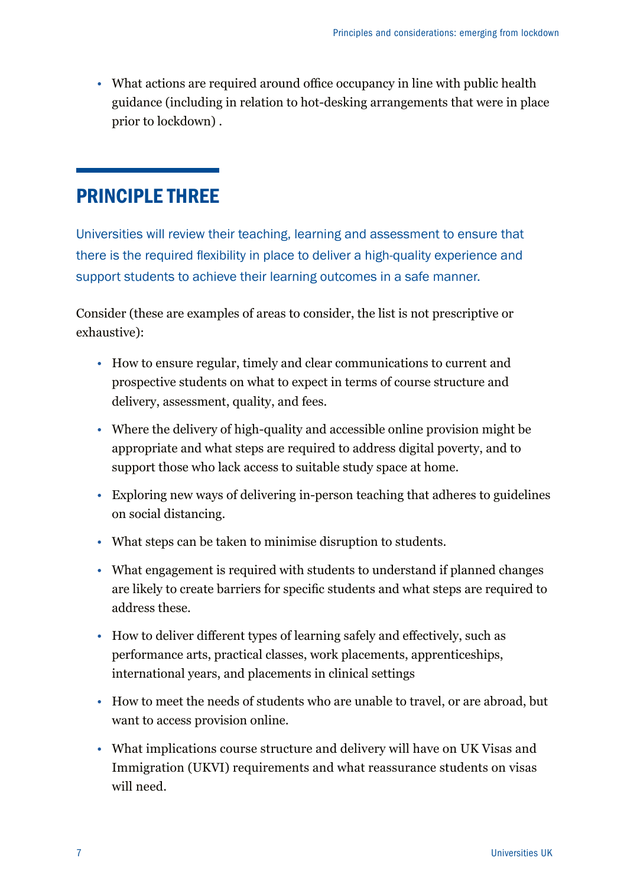- What actions are required around office occupancy in line with public health guidance (including in relation to hot-desking arrangements that were in place prior to lockdown) .

## PRINCIPLE THREE

Universities will review their teaching, learning and assessment to ensure that there is the required flexibility in place to deliver a high-quality experience and support students to achieve their learning outcomes in a safe manner.

Consider (these are examples of areas to consider, the list is not prescriptive or exhaustive):

- How to ensure regular, timely and clear communications to current and prospective students on what to expect in terms of course structure and delivery, assessment, quality, and fees.
- Where the delivery of high-quality and accessible online provision might be appropriate and what steps are required to address digital poverty, and to support those who lack access to suitable study space at home.
- Exploring new ways of delivering in-person teaching that adheres to guidelines on social distancing.
- What steps can be taken to minimise disruption to students.
- What engagement is required with students to understand if planned changes are likely to create barriers for specific students and what steps are required to address these.
- How to deliver different types of learning safely and effectively, such as performance arts, practical classes, work placements, apprenticeships, international years, and placements in clinical settings
- How to meet the needs of students who are unable to travel, or are abroad, but want to access provision online.
- What implications course structure and delivery will have on UK Visas and Immigration (UKVI) requirements and what reassurance students on visas will need.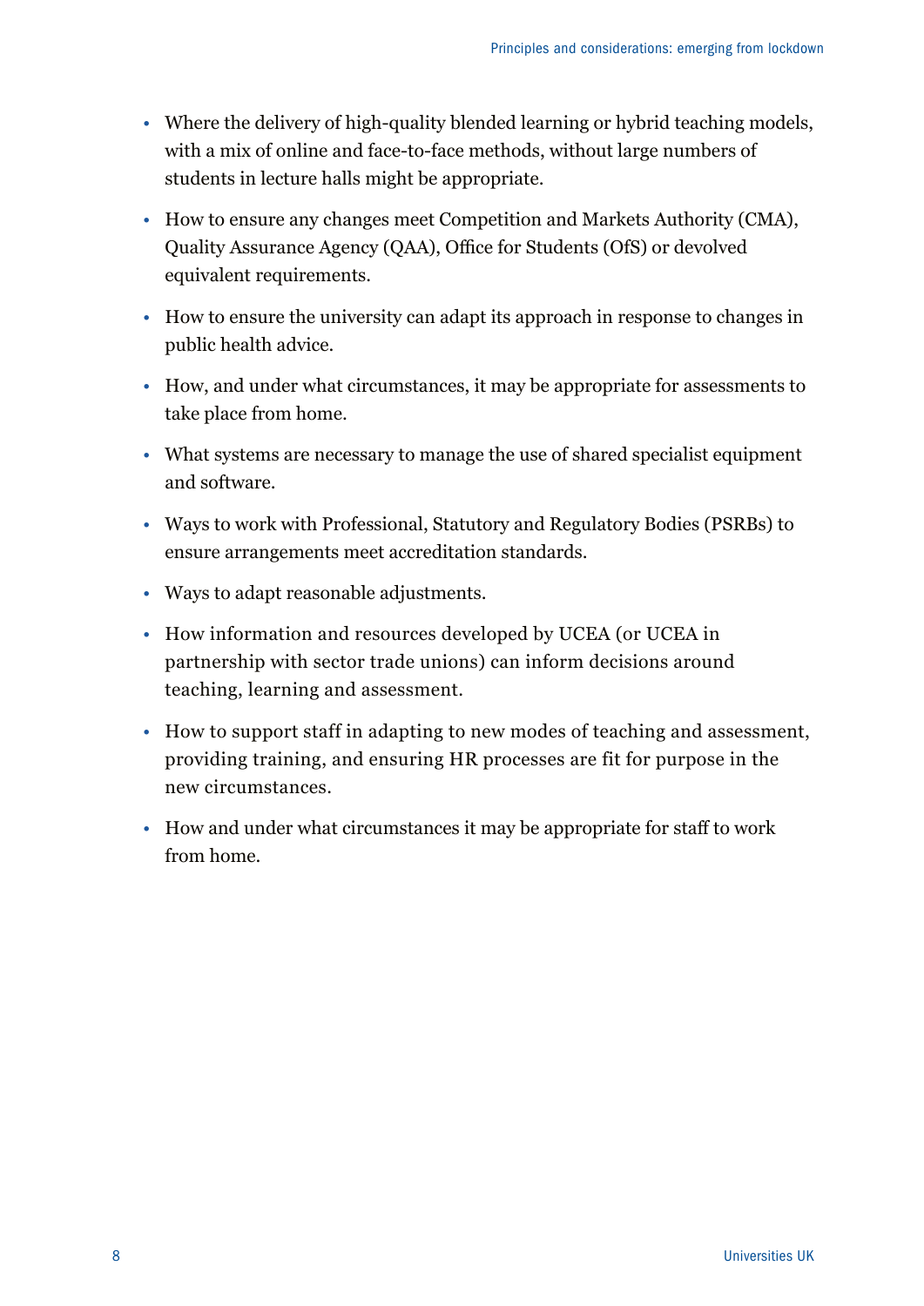- Where the delivery of high-quality blended learning or hybrid teaching models, with a mix of online and face-to-face methods, without large numbers of students in lecture halls might be appropriate.
- How to ensure any changes meet Competition and Markets Authority (CMA), Quality Assurance Agency (QAA), Office for Students (OfS) or devolved equivalent requirements.
- How to ensure the university can adapt its approach in response to changes in public health advice.
- How, and under what circumstances, it may be appropriate for assessments to take place from home.
- What systems are necessary to manage the use of shared specialist equipment and software.
- Ways to work with Professional, Statutory and Regulatory Bodies (PSRBs) to ensure arrangements meet accreditation standards.
- Ways to adapt reasonable adjustments.
- How information and resources developed by UCEA (or UCEA in partnership with sector trade unions) can inform decisions around teaching, learning and assessment.
- How to support staff in adapting to new modes of teaching and assessment, providing training, and ensuring HR processes are fit for purpose in the new circumstances.
- How and under what circumstances it may be appropriate for staff to work from home.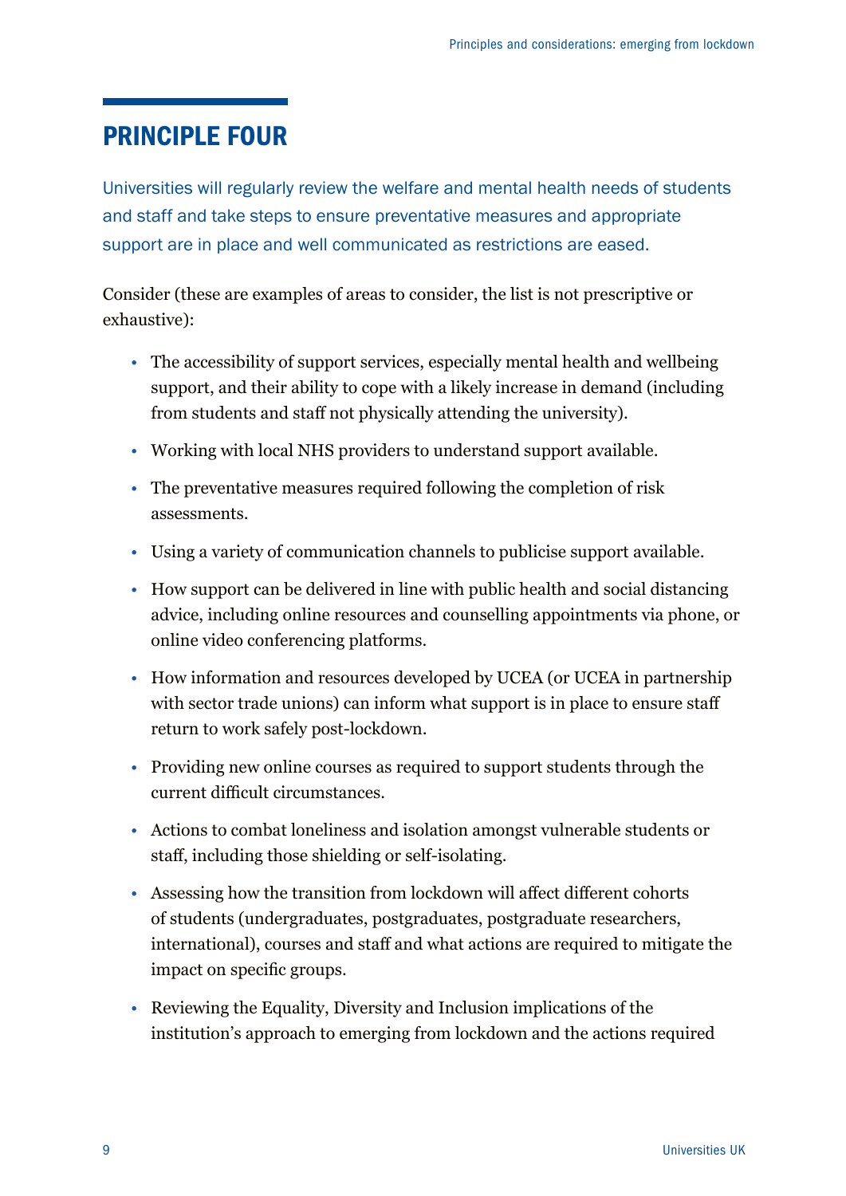## PRINCIPLE FOUR

Universities will regularly review the welfare and mental health needs of students and staff and take steps to ensure preventative measures and appropriate support are in place and well communicated as restrictions are eased.

Consider (these are examples of areas to consider, the list is not prescriptive or exhaustive):

- The accessibility of support services, especially mental health and wellbeing support, and their ability to cope with a likely increase in demand (including from students and staff not physically attending the university).
- Working with local NHS providers to understand support available.
- The preventative measures required following the completion of risk assessments.
- Using a variety of communication channels to publicise support available.
- How support can be delivered in line with public health and social distancing advice, including online resources and counselling appointments via phone, or online video conferencing platforms.
- How information and resources developed by UCEA (or UCEA in partnership with sector trade unions) can inform what support is in place to ensure staff return to work safely post-lockdown.
- Providing new online courses as required to support students through the current difficult circumstances.
- Actions to combat loneliness and isolation amongst vulnerable students or staff, including those shielding or self-isolating.
- Assessing how the transition from lockdown will affect different cohorts of students (undergraduates, postgraduates, postgraduate researchers, international), courses and staff and what actions are required to mitigate the impact on specific groups.
- Reviewing the Equality, Diversity and Inclusion implications of the institution's approach to emerging from lockdown and the actions required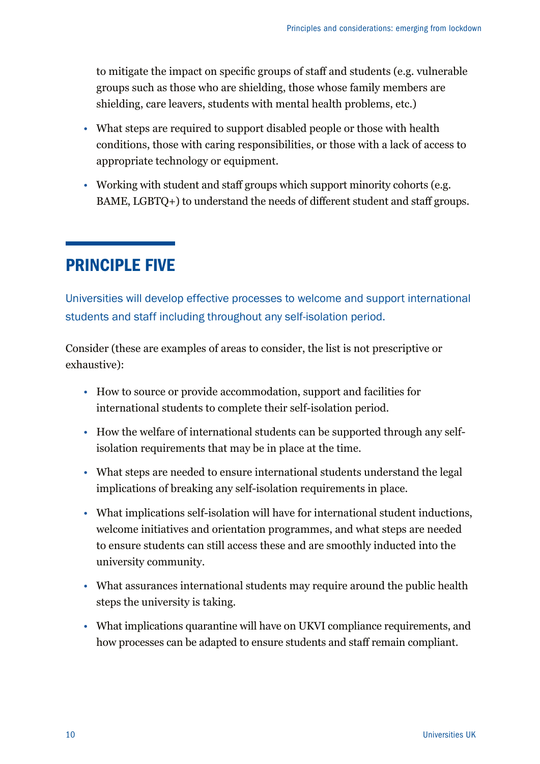to mitigate the impact on specific groups of staff and students (e.g. vulnerable groups such as those who are shielding, those whose family members are shielding, care leavers, students with mental health problems, etc.)

- What steps are required to support disabled people or those with health conditions, those with caring responsibilities, or those with a lack of access to appropriate technology or equipment.
- Working with student and staff groups which support minority cohorts (e.g. BAME, LGBTQ+) to understand the needs of different student and staff groups.

## PRINCIPLE FIVE

Universities will develop effective processes to welcome and support international students and staff including throughout any self-isolation period.

Consider (these are examples of areas to consider, the list is not prescriptive or exhaustive):

- How to source or provide accommodation, support and facilities for international students to complete their self-isolation period.
- How the welfare of international students can be supported through any self-isolation requirements that may be in place at the time.
- What steps are needed to ensure international students understand the legal implications of breaking any self-isolation requirements in place.
- What implications self-isolation will have for international student inductions, welcome initiatives and orientation programmes, and what steps are needed to ensure students can still access these and are smoothly inducted into the university community.
- What assurances international students may require around the public health steps the university is taking.
- What implications quarantine will have on UKVI compliance requirements, and how processes can be adapted to ensure students and staff remain compliant.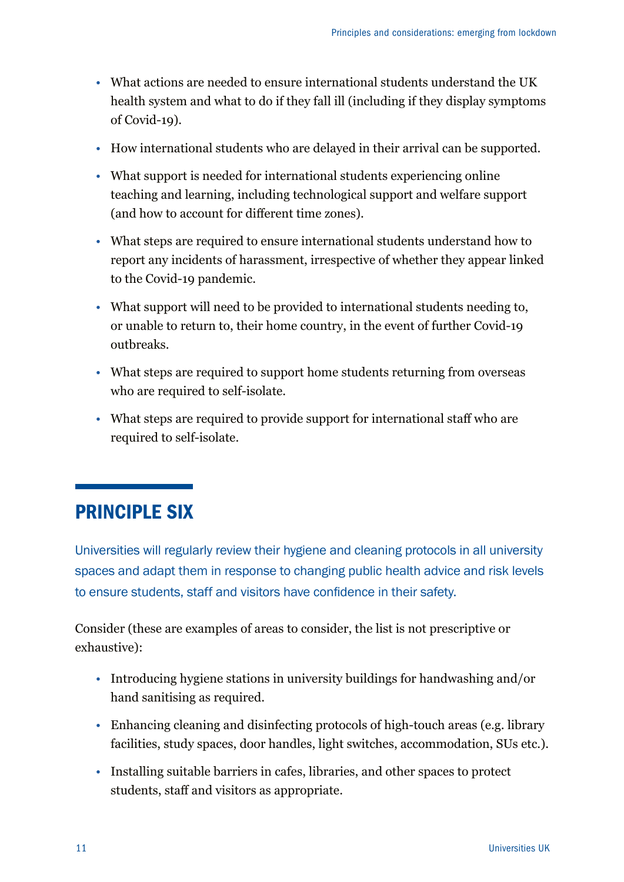- What actions are needed to ensure international students understand the UK health system and what to do if they fall ill (including if they display symptoms of Covid-19).
- How international students who are delayed in their arrival can be supported.
- What support is needed for international students experiencing online teaching and learning, including technological support and welfare support (and how to account for different time zones).
- What steps are required to ensure international students understand how to report any incidents of harassment, irrespective of whether they appear linked to the Covid-19 pandemic.
- What support will need to be provided to international students needing to, or unable to return to, their home country, in the event of further Covid-19 outbreaks.
- What steps are required to support home students returning from overseas who are required to self-isolate.
- What steps are required to provide support for international staff who are required to self-isolate.

## PRINCIPLE SIX

Universities will regularly review their hygiene and cleaning protocols in all university spaces and adapt them in response to changing public health advice and risk levels to ensure students, staff and visitors have confidence in their safety.

Consider (these are examples of areas to consider, the list is not prescriptive or exhaustive):

- Introducing hygiene stations in university buildings for handwashing and/or hand sanitising as required.
- Enhancing cleaning and disinfecting protocols of high-touch areas (e.g. library facilities, study spaces, door handles, light switches, accommodation, SUs etc.).
- Installing suitable barriers in cafes, libraries, and other spaces to protect students, staff and visitors as appropriate.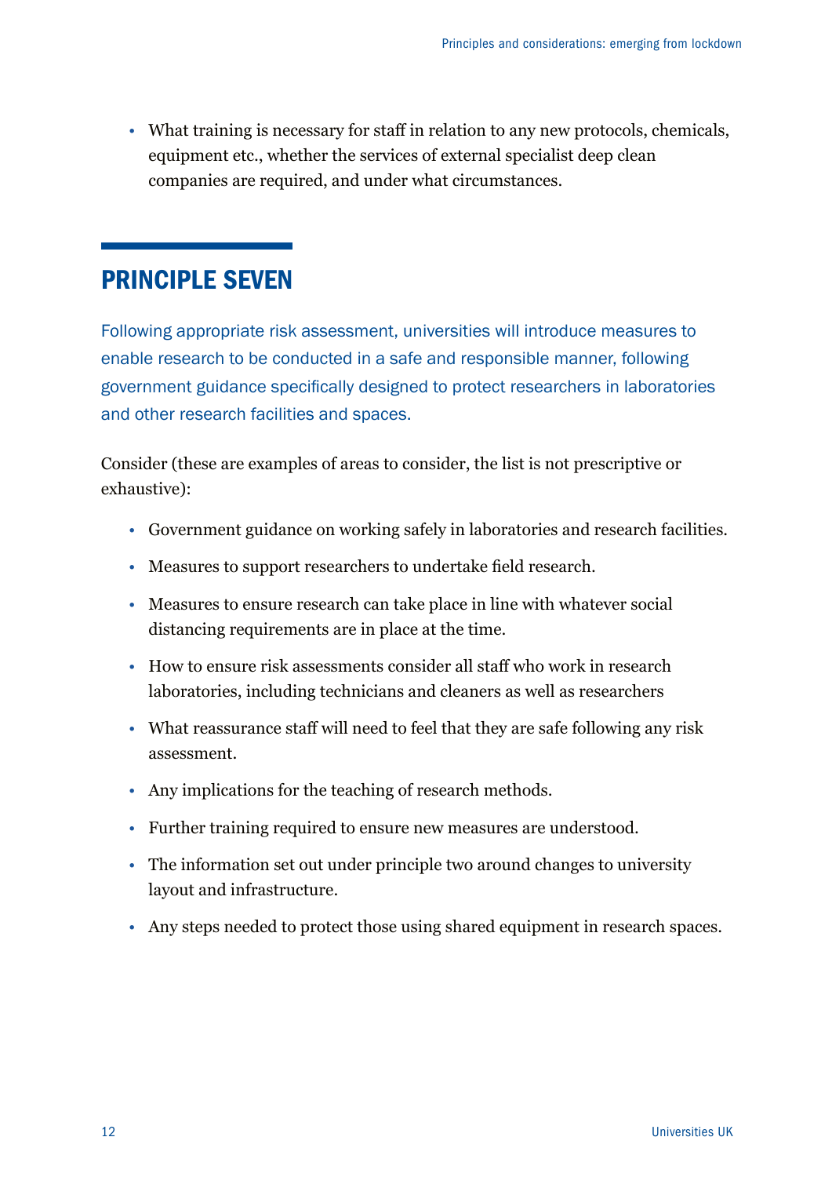- What training is necessary for staff in relation to any new protocols, chemicals, equipment etc., whether the services of external specialist deep clean companies are required, and under what circumstances.

## PRINCIPLE SEVEN

Following appropriate risk assessment, universities will introduce measures to enable research to be conducted in a safe and responsible manner, following government guidance specifically designed to protect researchers in laboratories and other research facilities and spaces.

Consider (these are examples of areas to consider, the list is not prescriptive or exhaustive):

- Government guidance on working safely in laboratories and research facilities.
- Measures to support researchers to undertake field research.
- Measures to ensure research can take place in line with whatever social distancing requirements are in place at the time.
- How to ensure risk assessments consider all staff who work in research laboratories, including technicians and cleaners as well as researchers
- What reassurance staff will need to feel that they are safe following any risk assessment.
- Any implications for the teaching of research methods.
- Further training required to ensure new measures are understood.
- The information set out under principle two around changes to university layout and infrastructure.
- Any steps needed to protect those using shared equipment in research spaces.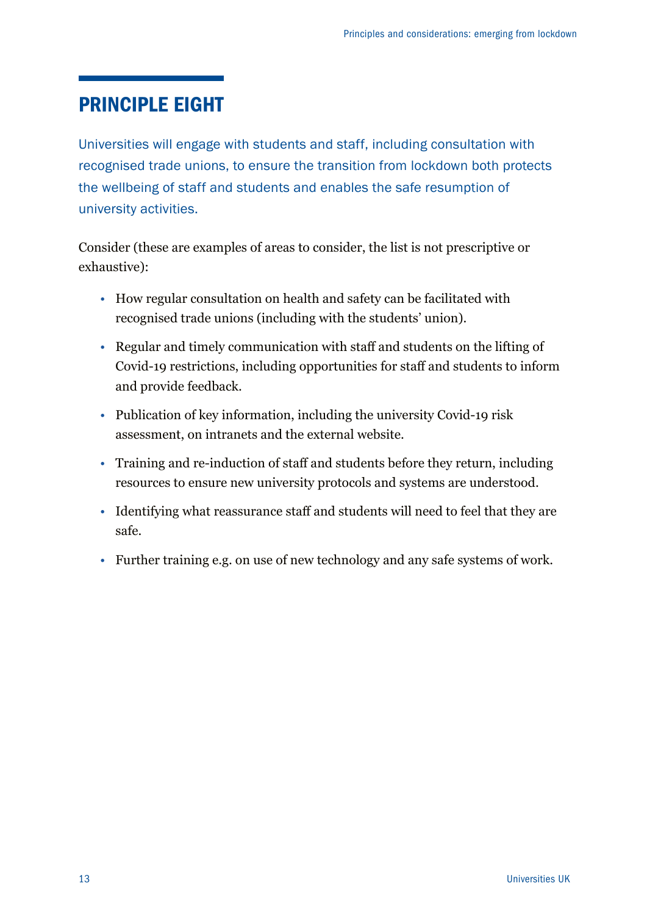## PRINCIPLE EIGHT

Universities will engage with students and staff, including consultation with recognised trade unions, to ensure the transition from lockdown both protects the wellbeing of staff and students and enables the safe resumption of university activities.

Consider (these are examples of areas to consider, the list is not prescriptive or exhaustive):

- How regular consultation on health and safety can be facilitated with recognised trade unions (including with the students' union).
- Regular and timely communication with staff and students on the lifting of Covid-19 restrictions, including opportunities for staff and students to inform and provide feedback.
- Publication of key information, including the university Covid-19 risk assessment, on intranets and the external website.
- Training and re-induction of staff and students before they return, including resources to ensure new university protocols and systems are understood.
- Identifying what reassurance staff and students will need to feel that they are safe.
- Further training e.g. on use of new technology and any safe systems of work.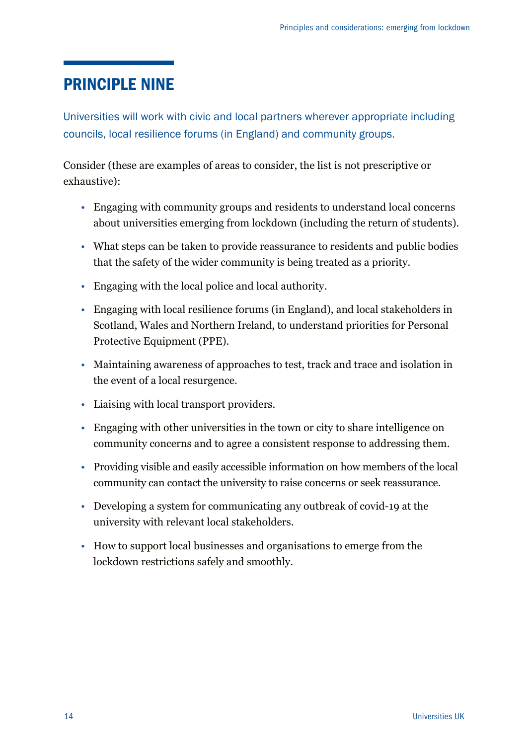## PRINCIPLE NINE

Universities will work with civic and local partners wherever appropriate including councils, local resilience forums (in England) and community groups.

Consider (these are examples of areas to consider, the list is not prescriptive or exhaustive):

- Engaging with community groups and residents to understand local concerns about universities emerging from lockdown (including the return of students).
- What steps can be taken to provide reassurance to residents and public bodies that the safety of the wider community is being treated as a priority.
- Engaging with the local police and local authority.
- Engaging with local resilience forums (in England), and local stakeholders in Scotland, Wales and Northern Ireland, to understand priorities for Personal Protective Equipment (PPE).
- Maintaining awareness of approaches to test, track and trace and isolation in the event of a local resurgence.
- Liaising with local transport providers.
- Engaging with other universities in the town or city to share intelligence on community concerns and to agree a consistent response to addressing them.
- Providing visible and easily accessible information on how members of the local community can contact the university to raise concerns or seek reassurance.
- Developing a system for communicating any outbreak of covid-19 at the university with relevant local stakeholders.
- How to support local businesses and organisations to emerge from the lockdown restrictions safely and smoothly.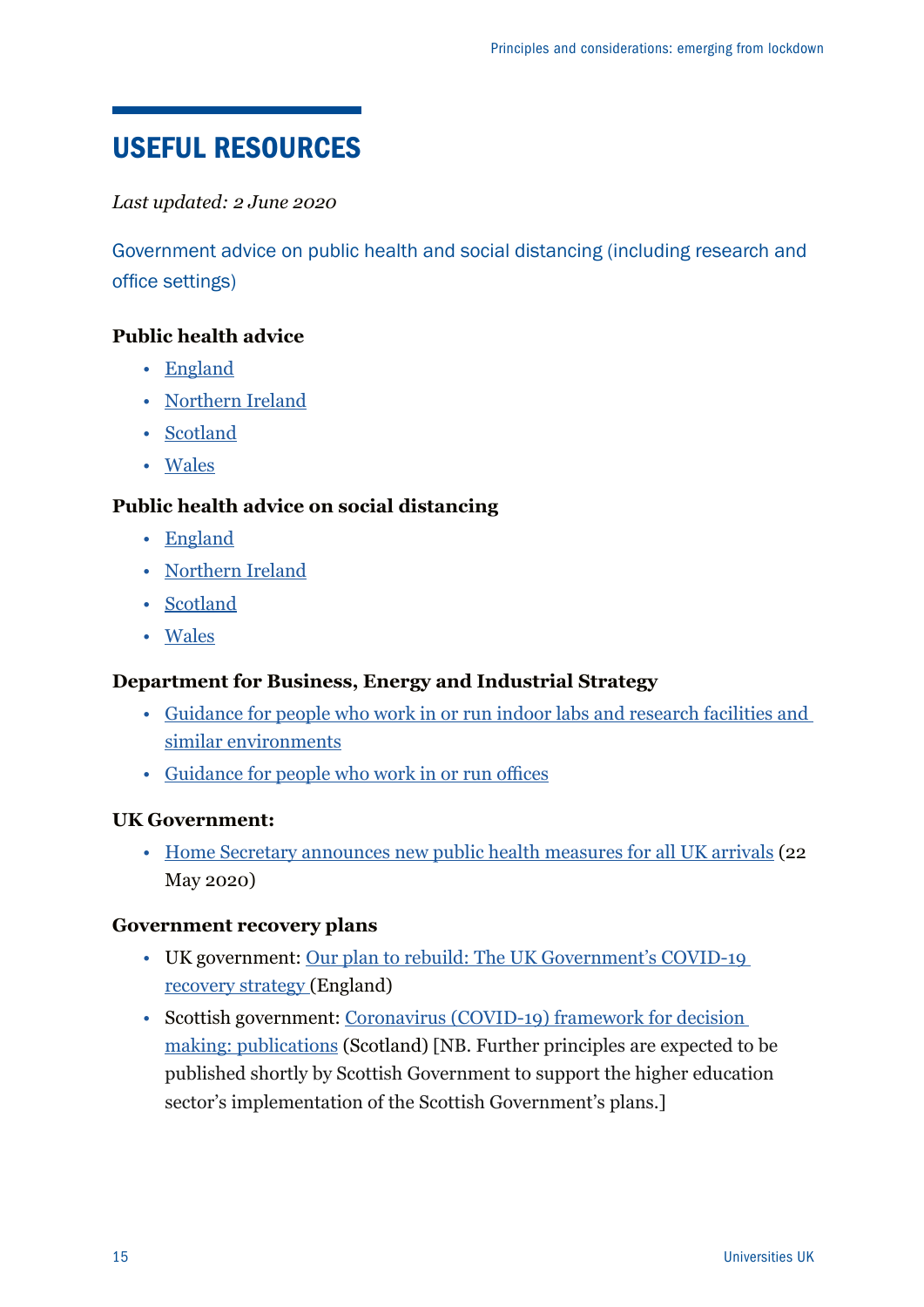## USEFUL RESOURCES

*Last updated: 2 June 2020*

Government advice on public health and social distancing (including research and office settings)

**Public health advice**

- England
- Northern Ireland
- Scotland
- Wales

**Public health advice on social distancing**

- England
- Northern Ireland
- Scotland
- Wales

**Department for Business, Energy and Industrial Strategy**

- Guidance for people who work in or run indoor labs and research facilities and similar environments
- Guidance for people who work in or run offices

**UK Government:**

- Home Secretary announces new public health measures for all UK arrivals (22 May 2020)

**Government recovery plans**

- UK government: Our plan to rebuild: The UK Government's COVID-19 recovery strategy (England)
- Scottish government: Coronavirus (COVID-19) framework for decision making: publications (Scotland) [NB. Further principles are expected to be published shortly by Scottish Government to support the higher education sector's implementation of the Scottish Government's plans.]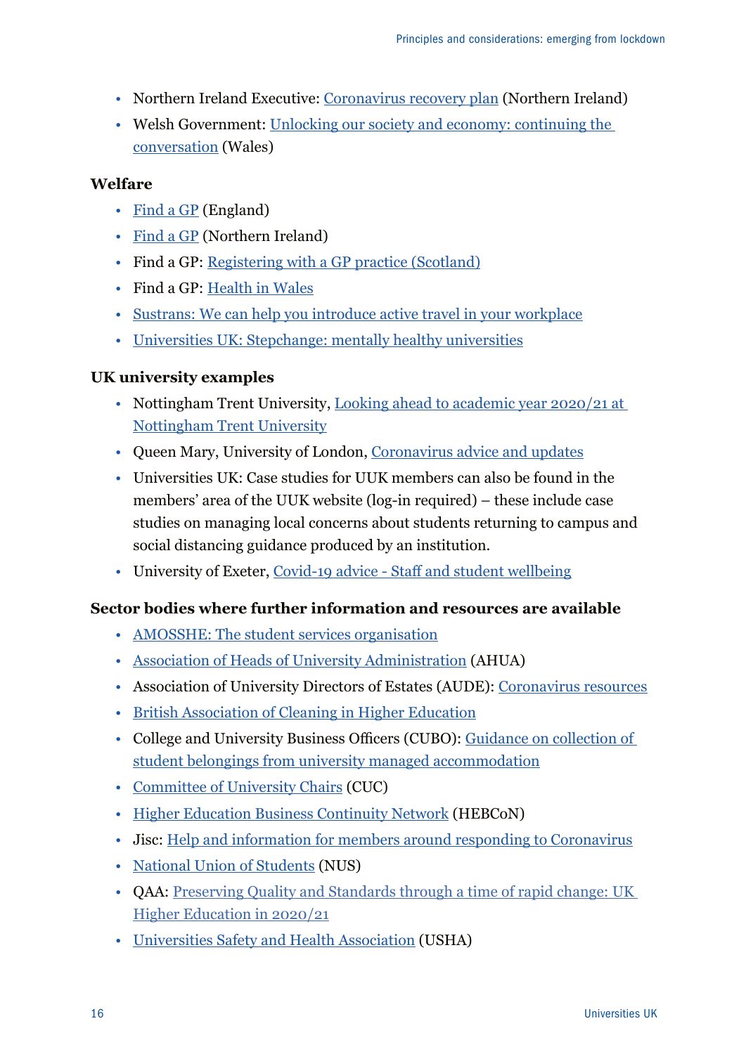- Northern Ireland Executive: Coronavirus recovery plan (Northern Ireland)
- Welsh Government: Unlocking our society and economy: continuing the conversation (Wales)

### Welfare

- Find a GP (England)
- Find a GP (Northern Ireland)
- Find a GP: Registering with a GP practice (Scotland)
- Find a GP: Health in Wales
- Sustrans: We can help you introduce active travel in your workplace
- Universities UK: Stepchange: mentally healthy universities

### UK university examples

- Nottingham Trent University, Looking ahead to academic year 2020/21 at Nottingham Trent University
- Queen Mary, University of London, Coronavirus advice and updates
- Universities UK: Case studies for UUK members can also be found in the members' area of the UUK website (log-in required) – these include case studies on managing local concerns about students returning to campus and social distancing guidance produced by an institution.
- University of Exeter, Covid-19 advice - Staff and student wellbeing

### Sector bodies where further information and resources are available

- AMOSSHE: The student services organisation
- Association of Heads of University Administration (AHUA)
- Association of University Directors of Estates (AUDE): Coronavirus resources
- British Association of Cleaning in Higher Education
- College and University Business Officers (CUBO): Guidance on collection of student belongings from university managed accommodation
- Committee of University Chairs (CUC)
- Higher Education Business Continuity Network (HEBCoN)
- Jisc: Help and information for members around responding to Coronavirus
- National Union of Students (NUS)
- QAA: Preserving Quality and Standards through a time of rapid change: UK Higher Education in 2020/21
- Universities Safety and Health Association (USHA)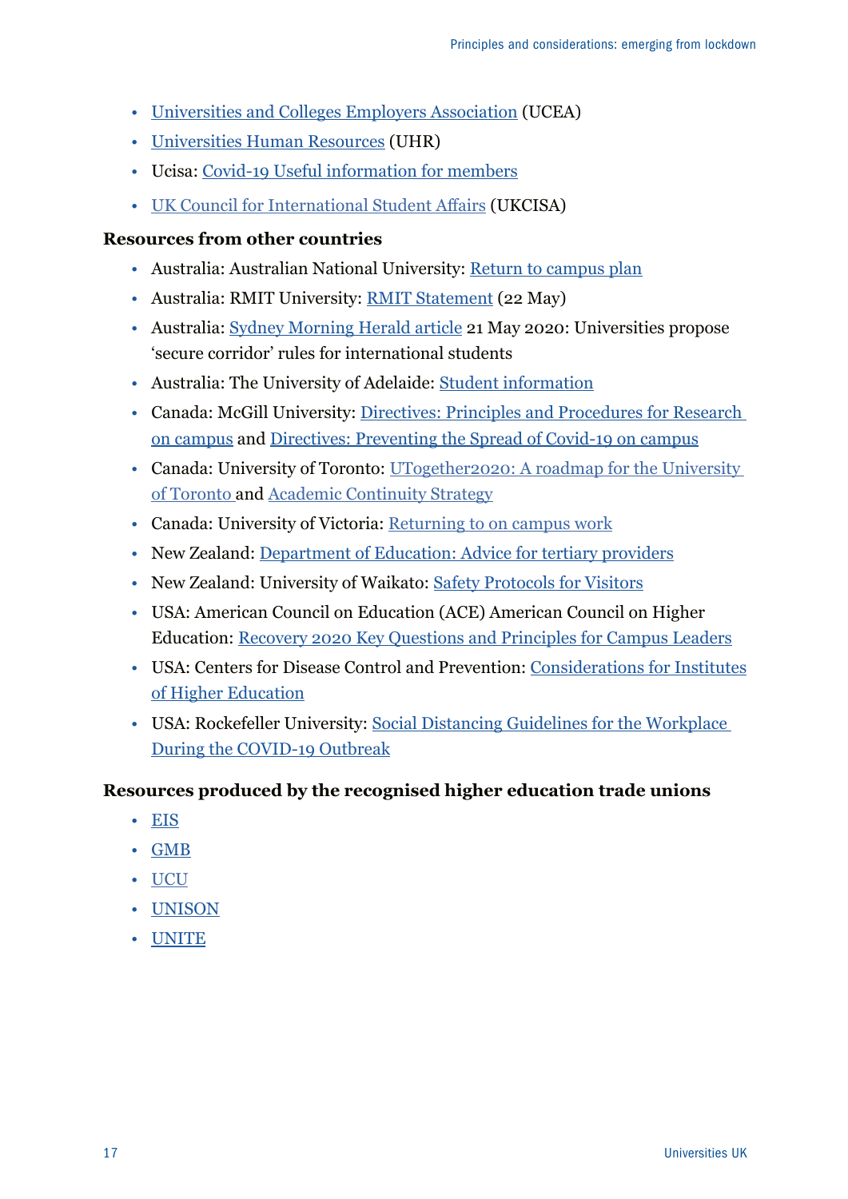- Universities and Colleges Employers Association (UCEA)
- Universities Human Resources (UHR)
- Ucisa: Covid-19 Useful information for members
- UK Council for International Student Affairs (UKCISA)

**Resources from other countries**

- Australia: Australian National University: Return to campus plan
- Australia: RMIT University: RMIT Statement (22 May)
- Australia: Sydney Morning Herald article 21 May 2020: Universities propose 'secure corridor' rules for international students
- Australia: The University of Adelaide: Student information
- Canada: McGill University: Directives: Principles and Procedures for Research on campus and Directives: Preventing the Spread of Covid-19 on campus
- Canada: University of Toronto: UTogether2020: A roadmap for the University of Toronto and Academic Continuity Strategy
- Canada: University of Victoria: Returning to on campus work
- New Zealand: Department of Education: Advice for tertiary providers
- New Zealand: University of Waikato: Safety Protocols for Visitors
- USA: American Council on Education (ACE) American Council on Higher Education: Recovery 2020 Key Questions and Principles for Campus Leaders
- USA: Centers for Disease Control and Prevention: Considerations for Institutes of Higher Education
- USA: Rockefeller University: Social Distancing Guidelines for the Workplace During the COVID-19 Outbreak

**Resources produced by the recognised higher education trade unions**

- EIS
- GMB
- UCU
- UNISON
- UNITE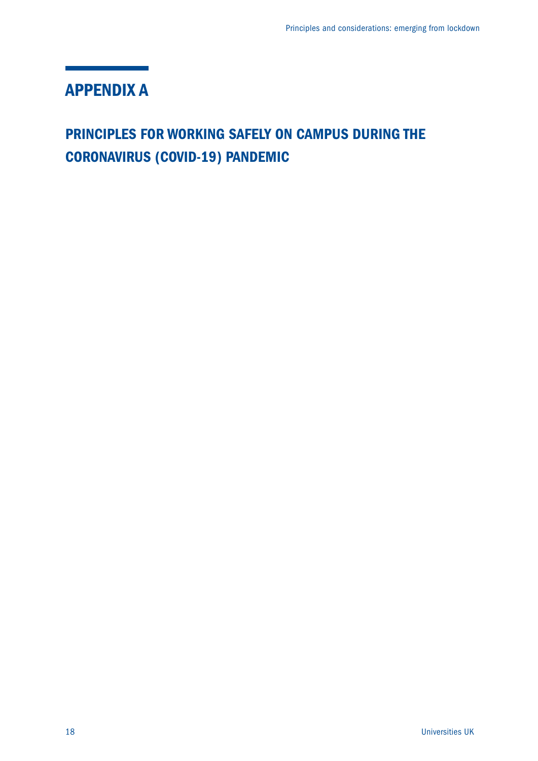# APPENDIX A

## PRINCIPLES FOR WORKING SAFELY ON CAMPUS DURING THE CORONAVIRUS (COVID-19) PANDEMIC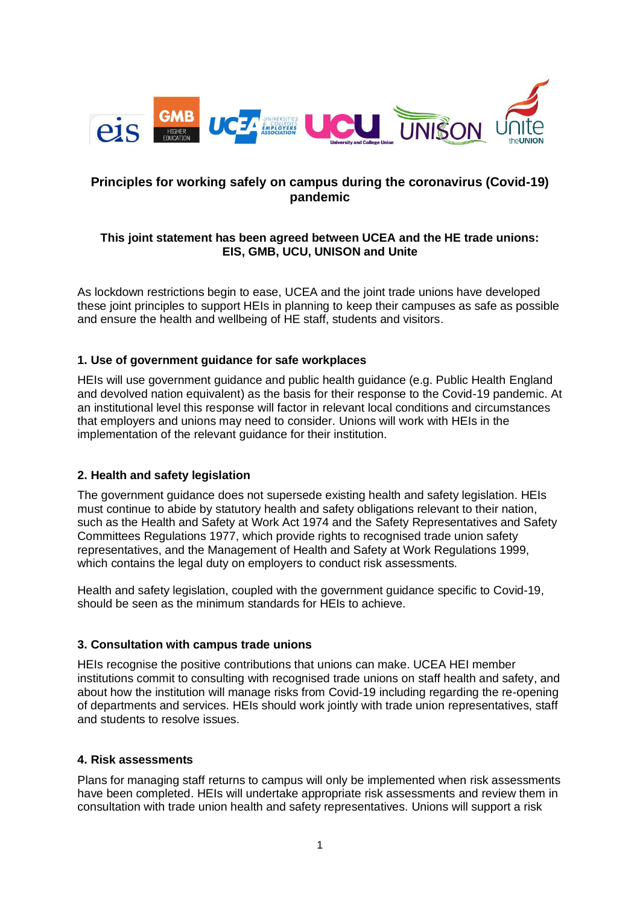# Principles for working safely on campus during the coronavirus (Covid-19) pandemic

**This joint statement has been agreed between UCEA and the HE trade unions: EIS, GMB, UCU, UNISON and Unite**

As lockdown restrictions begin to ease, UCEA and the joint trade unions have developed these joint principles to support HEIs in planning to keep their campuses as safe as possible and ensure the health and wellbeing of HE staff, students and visitors.

### 1. Use of government guidance for safe workplaces

HEIs will use government guidance and public health guidance (e.g. Public Health England and devolved nation equivalent) as the basis for their response to the Covid-19 pandemic. At an institutional level this response will factor in relevant local conditions and circumstances that employers and unions may need to consider. Unions will work with HEIs in the implementation of the relevant guidance for their institution.

### 2. Health and safety legislation

The government guidance does not supersede existing health and safety legislation. HEIs must continue to abide by statutory health and safety obligations relevant to their nation, such as the Health and Safety at Work Act 1974 and the Safety Representatives and Safety Committees Regulations 1977, which provide rights to recognised trade union safety representatives, and the Management of Health and Safety at Work Regulations 1999, which contains the legal duty on employers to conduct risk assessments.

Health and safety legislation, coupled with the government guidance specific to Covid-19, should be seen as the minimum standards for HEIs to achieve.

### 3. Consultation with campus trade unions

HEIs recognise the positive contributions that unions can make. UCEA HEI member institutions commit to consulting with recognised trade unions on staff health and safety, and about how the institution will manage risks from Covid-19 including regarding the re-opening of departments and services. HEIs should work jointly with trade union representatives, staff and students to resolve issues.

### 4. Risk assessments

Plans for managing staff returns to campus will only be implemented when risk assessments have been completed. HEIs will undertake appropriate risk assessments and review them in consultation with trade union health and safety representatives. Unions will support a risk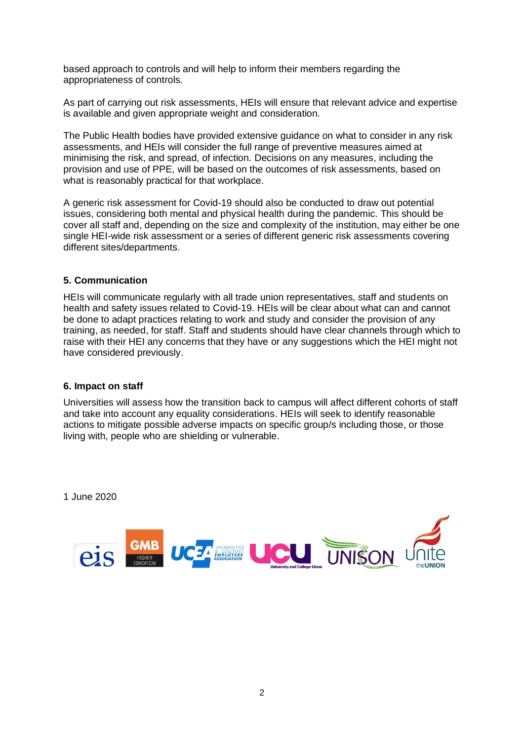based approach to controls and will help to inform their members regarding the appropriateness of controls.

As part of carrying out risk assessments, HEIs will ensure that relevant advice and expertise is available and given appropriate weight and consideration.

The Public Health bodies have provided extensive guidance on what to consider in any risk assessments, and HEIs will consider the full range of preventive measures aimed at minimising the risk, and spread, of infection. Decisions on any measures, including the provision and use of PPE, will be based on the outcomes of risk assessments, based on what is reasonably practical for that workplace.

A generic risk assessment for Covid-19 should also be conducted to draw out potential issues, considering both mental and physical health during the pandemic. This should be cover all staff and, depending on the size and complexity of the institution, may either be one single HEI-wide risk assessment or a series of different generic risk assessments covering different sites/departments.

**5. Communication**

HEIs will communicate regularly with all trade union representatives, staff and students on health and safety issues related to Covid-19. HEIs will be clear about what can and cannot be done to adapt practices relating to work and study and consider the provision of any training, as needed, for staff. Staff and students should have clear channels through which to raise with their HEI any concerns that they have or any suggestions which the HEI might not have considered previously.

**6. Impact on staff**

Universities will assess how the transition back to campus will affect different cohorts of staff and take into account any equality considerations. HEIs will seek to identify reasonable actions to mitigate possible adverse impacts on specific group/s including those, or those living with, people who are shielding or vulnerable.

1 June 2020

eis | GMB HIGHER EDUCATION | UCEA UNIVERSITIES & COLLEGES EMPLOYERS ASSOCIATION | UCU University and College Union | UNISON | Unite the UNION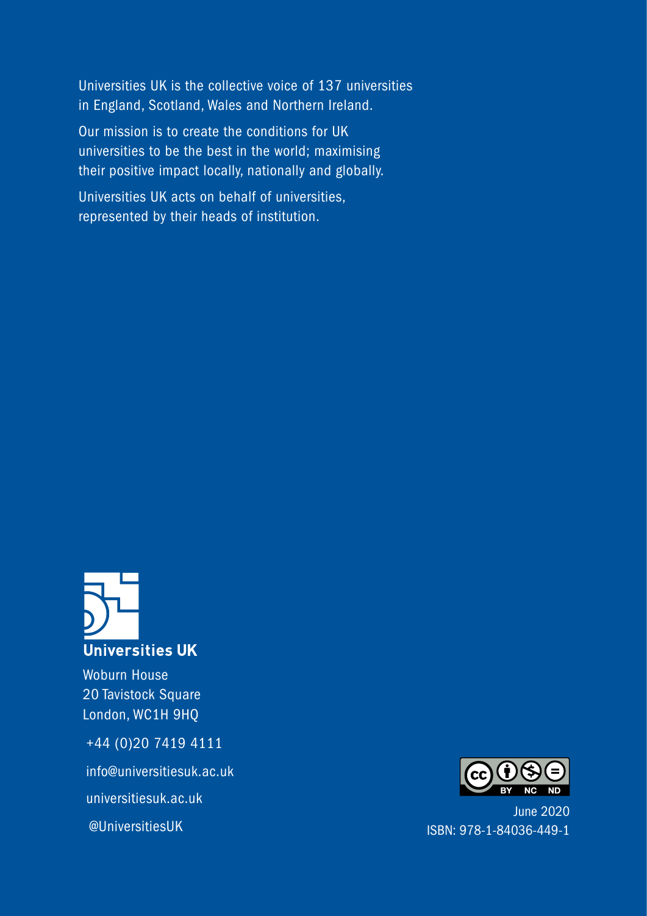Universities UK is the collective voice of 137 universities in England, Scotland, Wales and Northern Ireland.

Our mission is to create the conditions for UK universities to be the best in the world; maximising their positive impact locally, nationally and globally.

Universities UK acts on behalf of universities, represented by their heads of institution.

**Universities UK**

Woburn House
20 Tavistock Square
London, WC1H 9HQ

+44 (0)20 7419 4111

info@universitiesuk.ac.uk

universitiesuk.ac.uk

@UniversitiesUK

June 2020
ISBN: 978-1-84036-449-1